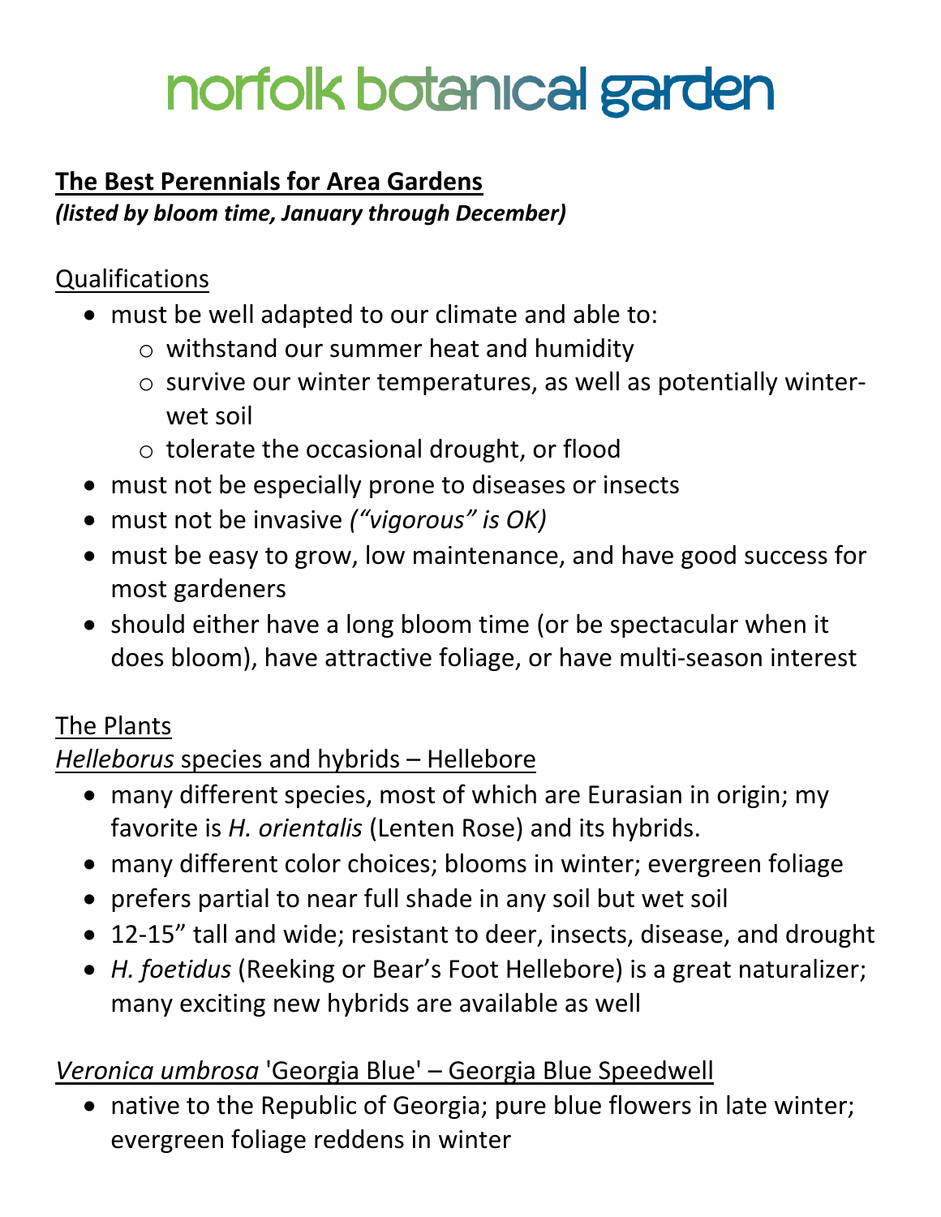# norfolk botanical garden

## The Best Perennials for Area Gardens

***(listed by bloom time, January through December)***

### Qualifications

- must be well adapted to our climate and able to:
  - withstand our summer heat and humidity
  - survive our winter temperatures, as well as potentially winter-wet soil
  - tolerate the occasional drought, or flood
- must not be especially prone to diseases or insects
- must not be invasive *("vigorous" is OK)*
- must be easy to grow, low maintenance, and have good success for most gardeners
- should either have a long bloom time (or be spectacular when it does bloom), have attractive foliage, or have multi-season interest

### The Plants

#### *Helleborus* species and hybrids – Hellebore

- many different species, most of which are Eurasian in origin; my favorite is *H. orientalis* (Lenten Rose) and its hybrids.
- many different color choices; blooms in winter; evergreen foliage
- prefers partial to near full shade in any soil but wet soil
- 12-15" tall and wide; resistant to deer, insects, disease, and drought
- *H. foetidus* (Reeking or Bear's Foot Hellebore) is a great naturalizer; many exciting new hybrids are available as well

#### *Veronica umbrosa* 'Georgia Blue' – Georgia Blue Speedwell

- native to the Republic of Georgia; pure blue flowers in late winter; evergreen foliage reddens in winter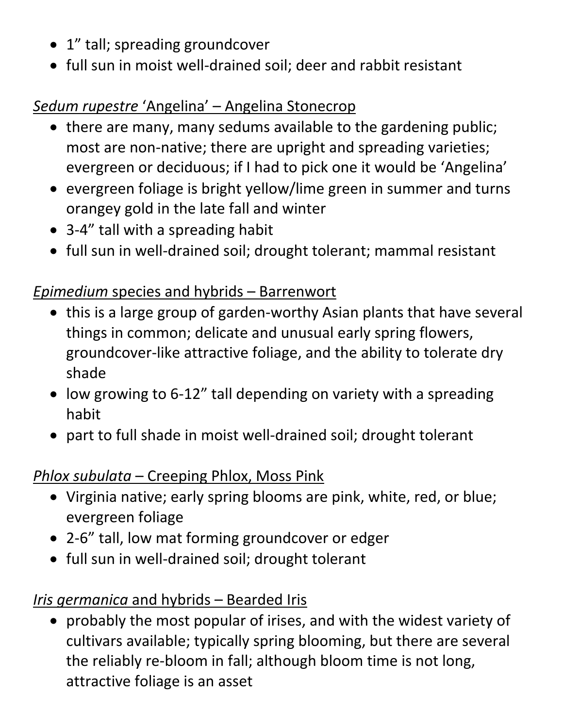- 1" tall; spreading groundcover
- full sun in moist well-drained soil; deer and rabbit resistant

*Sedum rupestre* 'Angelina' – Angelina Stonecrop

- there are many, many sedums available to the gardening public; most are non-native; there are upright and spreading varieties; evergreen or deciduous; if I had to pick one it would be 'Angelina'
- evergreen foliage is bright yellow/lime green in summer and turns orangey gold in the late fall and winter
- 3-4" tall with a spreading habit
- full sun in well-drained soil; drought tolerant; mammal resistant

*Epimedium* species and hybrids – Barrenwort

- this is a large group of garden-worthy Asian plants that have several things in common; delicate and unusual early spring flowers, groundcover-like attractive foliage, and the ability to tolerate dry shade
- low growing to 6-12" tall depending on variety with a spreading habit
- part to full shade in moist well-drained soil; drought tolerant

*Phlox subulata* – Creeping Phlox, Moss Pink

- Virginia native; early spring blooms are pink, white, red, or blue; evergreen foliage
- 2-6" tall, low mat forming groundcover or edger
- full sun in well-drained soil; drought tolerant

*Iris germanica* and hybrids – Bearded Iris

- probably the most popular of irises, and with the widest variety of cultivars available; typically spring blooming, but there are several the reliably re-bloom in fall; although bloom time is not long, attractive foliage is an asset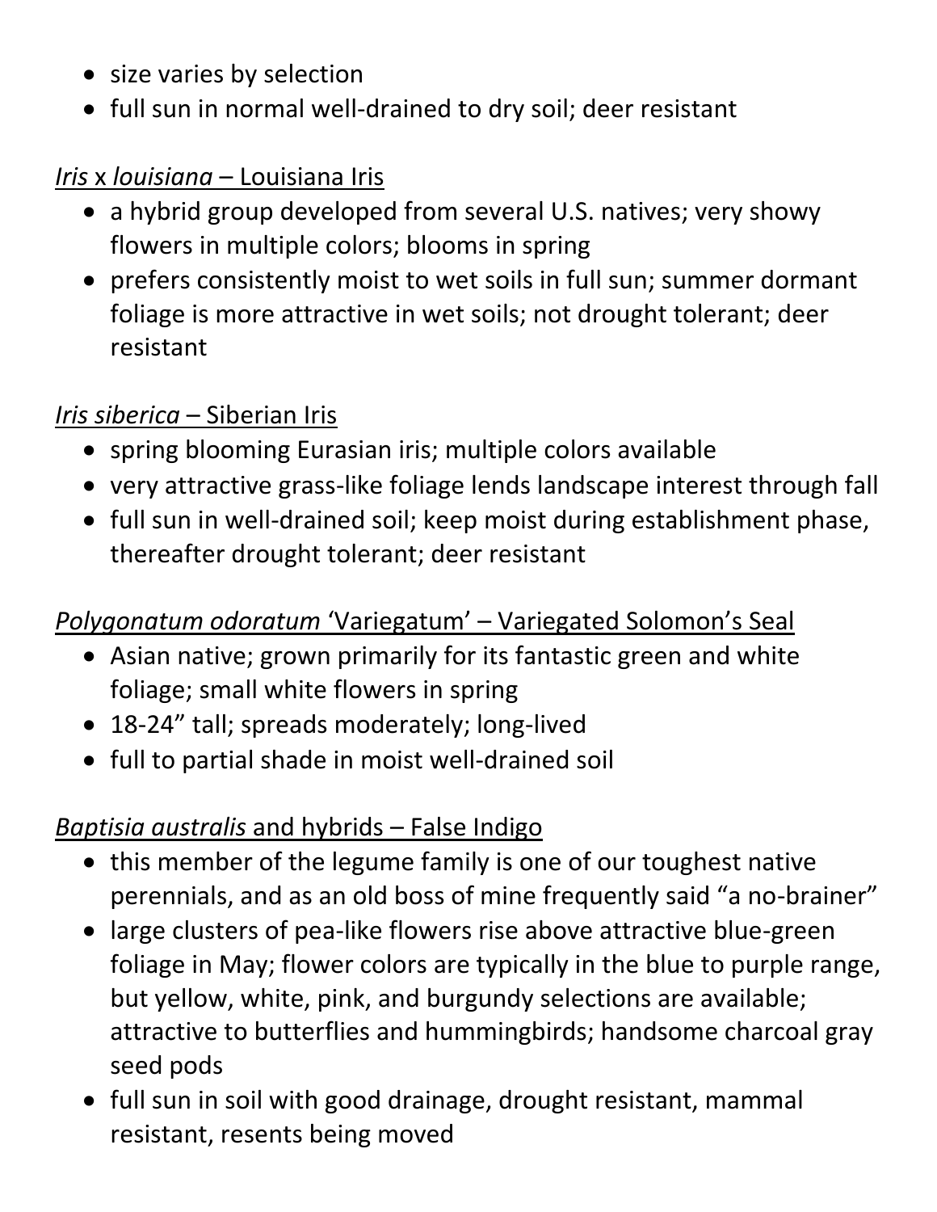- size varies by selection
- full sun in normal well-drained to dry soil; deer resistant

*Iris* x *louisiana* – Louisiana Iris

- a hybrid group developed from several U.S. natives; very showy flowers in multiple colors; blooms in spring
- prefers consistently moist to wet soils in full sun; summer dormant foliage is more attractive in wet soils; not drought tolerant; deer resistant

*Iris siberica* – Siberian Iris

- spring blooming Eurasian iris; multiple colors available
- very attractive grass-like foliage lends landscape interest through fall
- full sun in well-drained soil; keep moist during establishment phase, thereafter drought tolerant; deer resistant

*Polygonatum odoratum* 'Variegatum' – Variegated Solomon's Seal

- Asian native; grown primarily for its fantastic green and white foliage; small white flowers in spring
- 18-24" tall; spreads moderately; long-lived
- full to partial shade in moist well-drained soil

*Baptisia australis* and hybrids – False Indigo

- this member of the legume family is one of our toughest native perennials, and as an old boss of mine frequently said "a no-brainer"
- large clusters of pea-like flowers rise above attractive blue-green foliage in May; flower colors are typically in the blue to purple range, but yellow, white, pink, and burgundy selections are available; attractive to butterflies and hummingbirds; handsome charcoal gray seed pods
- full sun in soil with good drainage, drought resistant, mammal resistant, resents being moved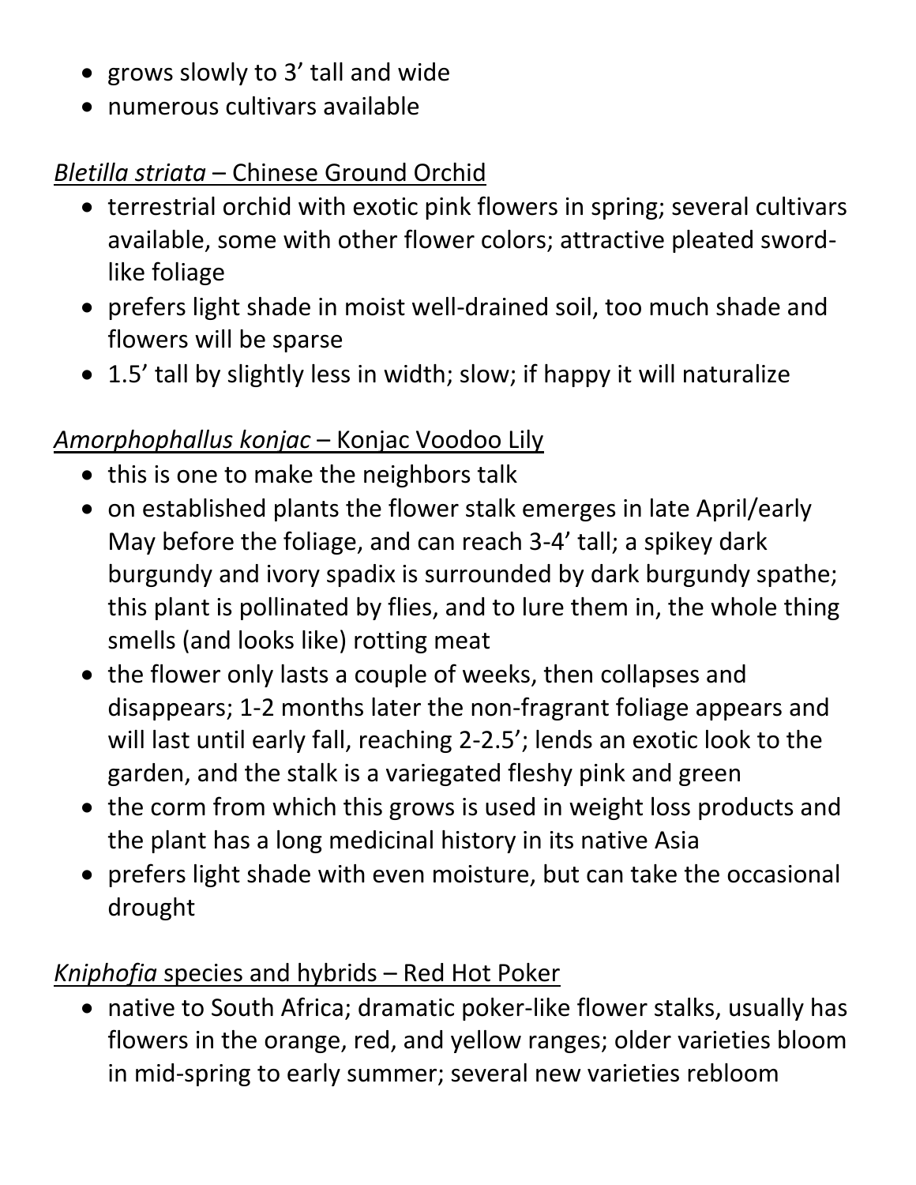- grows slowly to 3’ tall and wide
- numerous cultivars available

*Bletilla striata* – Chinese Ground Orchid

- terrestrial orchid with exotic pink flowers in spring; several cultivars available, some with other flower colors; attractive pleated sword-like foliage
- prefers light shade in moist well-drained soil, too much shade and flowers will be sparse
- 1.5’ tall by slightly less in width; slow; if happy it will naturalize

*Amorphophallus konjac* – Konjac Voodoo Lily

- this is one to make the neighbors talk
- on established plants the flower stalk emerges in late April/early May before the foliage, and can reach 3-4’ tall; a spikey dark burgundy and ivory spadix is surrounded by dark burgundy spathe; this plant is pollinated by flies, and to lure them in, the whole thing smells (and looks like) rotting meat
- the flower only lasts a couple of weeks, then collapses and disappears; 1-2 months later the non-fragrant foliage appears and will last until early fall, reaching 2-2.5’; lends an exotic look to the garden, and the stalk is a variegated fleshy pink and green
- the corm from which this grows is used in weight loss products and the plant has a long medicinal history in its native Asia
- prefers light shade with even moisture, but can take the occasional drought

*Kniphofia* species and hybrids – Red Hot Poker

- native to South Africa; dramatic poker-like flower stalks, usually has flowers in the orange, red, and yellow ranges; older varieties bloom in mid-spring to early summer; several new varieties rebloom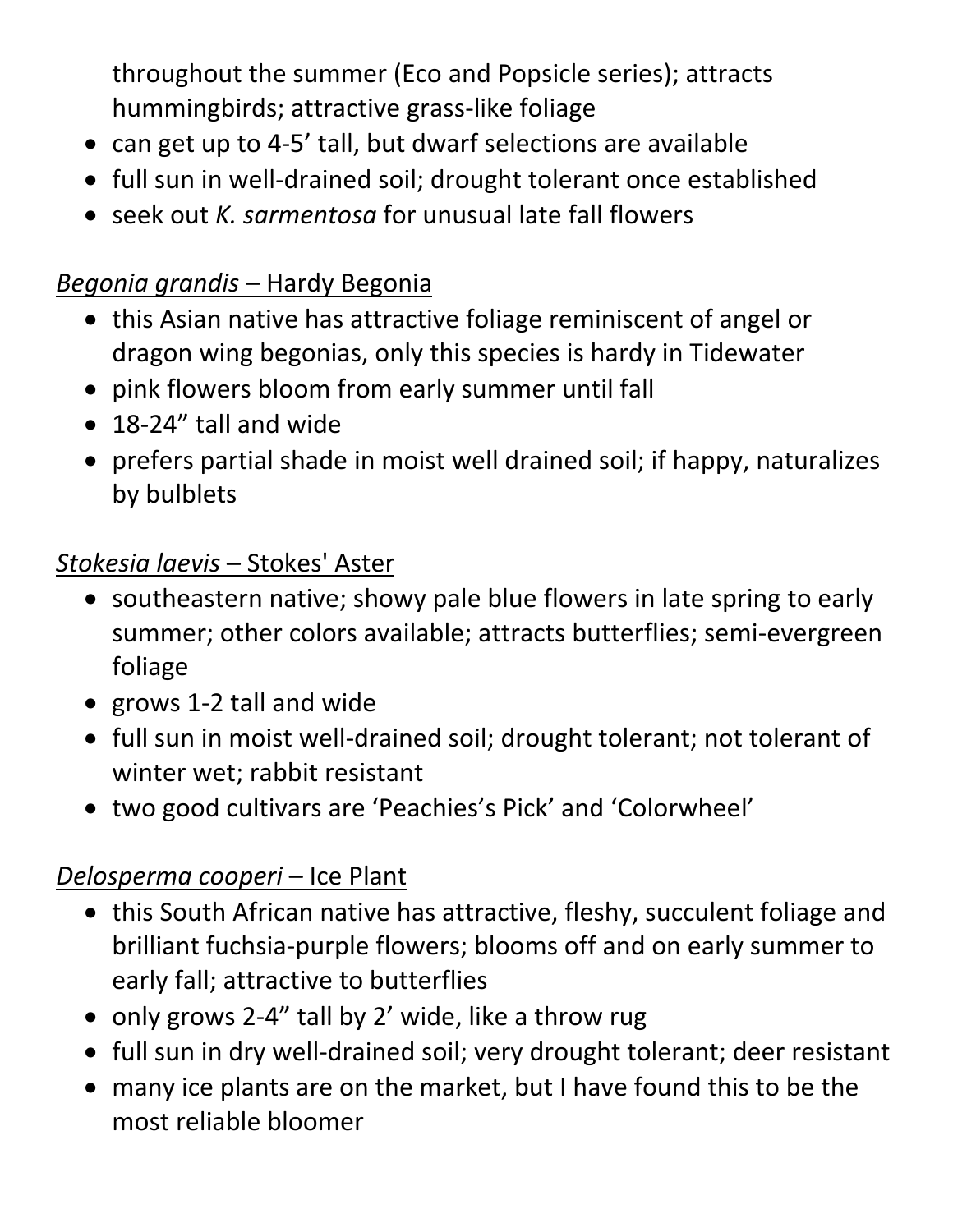throughout the summer (Eco and Popsicle series); attracts hummingbirds; attractive grass-like foliage

- can get up to 4-5' tall, but dwarf selections are available
- full sun in well-drained soil; drought tolerant once established
- seek out *K. sarmentosa* for unusual late fall flowers

<u>*Begonia grandis* – Hardy Begonia</u>

- this Asian native has attractive foliage reminiscent of angel or dragon wing begonias, only this species is hardy in Tidewater
- pink flowers bloom from early summer until fall
- 18-24" tall and wide
- prefers partial shade in moist well drained soil; if happy, naturalizes by bulblets

<u>*Stokesia laevis* – Stokes' Aster</u>

- southeastern native; showy pale blue flowers in late spring to early summer; other colors available; attracts butterflies; semi-evergreen foliage
- grows 1-2 tall and wide
- full sun in moist well-drained soil; drought tolerant; not tolerant of winter wet; rabbit resistant
- two good cultivars are 'Peachies's Pick' and 'Colorwheel'

<u>*Delosperma cooperi* – Ice Plant</u>

- this South African native has attractive, fleshy, succulent foliage and brilliant fuchsia-purple flowers; blooms off and on early summer to early fall; attractive to butterflies
- only grows 2-4" tall by 2' wide, like a throw rug
- full sun in dry well-drained soil; very drought tolerant; deer resistant
- many ice plants are on the market, but I have found this to be the most reliable bloomer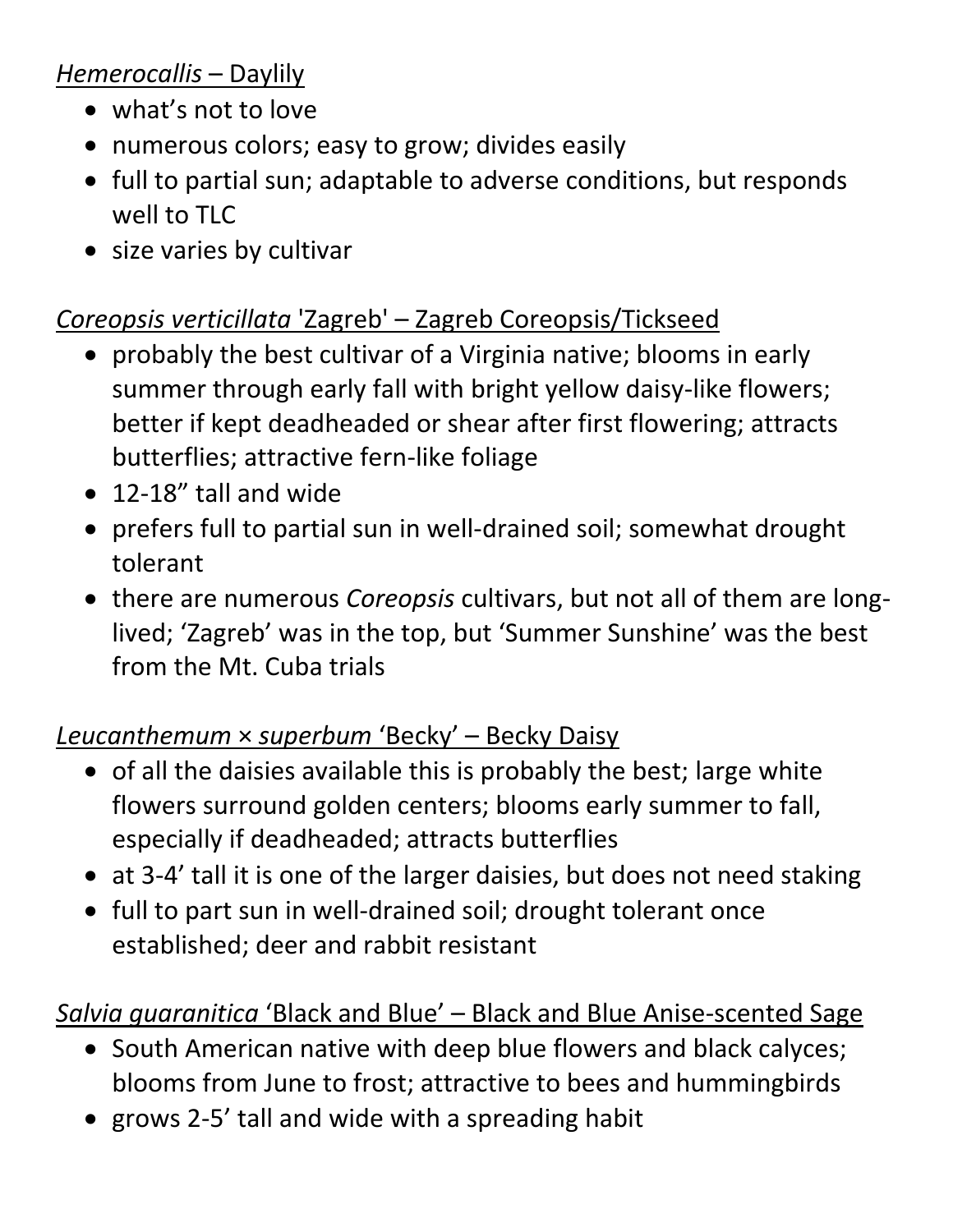<u>*Hemerocallis* – Daylily</u>

- what's not to love
- numerous colors; easy to grow; divides easily
- full to partial sun; adaptable to adverse conditions, but responds well to TLC
- size varies by cultivar

<u>*Coreopsis verticillata* 'Zagreb' – Zagreb Coreopsis/Tickseed</u>

- probably the best cultivar of a Virginia native; blooms in early summer through early fall with bright yellow daisy-like flowers; better if kept deadheaded or shear after first flowering; attracts butterflies; attractive fern-like foliage
- 12-18" tall and wide
- prefers full to partial sun in well-drained soil; somewhat drought tolerant
- there are numerous *Coreopsis* cultivars, but not all of them are long-lived; 'Zagreb' was in the top, but 'Summer Sunshine' was the best from the Mt. Cuba trials

<u>*Leucanthemum* × *superbum* 'Becky' – Becky Daisy</u>

- of all the daisies available this is probably the best; large white flowers surround golden centers; blooms early summer to fall, especially if deadheaded; attracts butterflies
- at 3-4' tall it is one of the larger daisies, but does not need staking
- full to part sun in well-drained soil; drought tolerant once established; deer and rabbit resistant

<u>*Salvia guaranitica* 'Black and Blue' – Black and Blue Anise-scented Sage</u>

- South American native with deep blue flowers and black calyces; blooms from June to frost; attractive to bees and hummingbirds
- grows 2-5' tall and wide with a spreading habit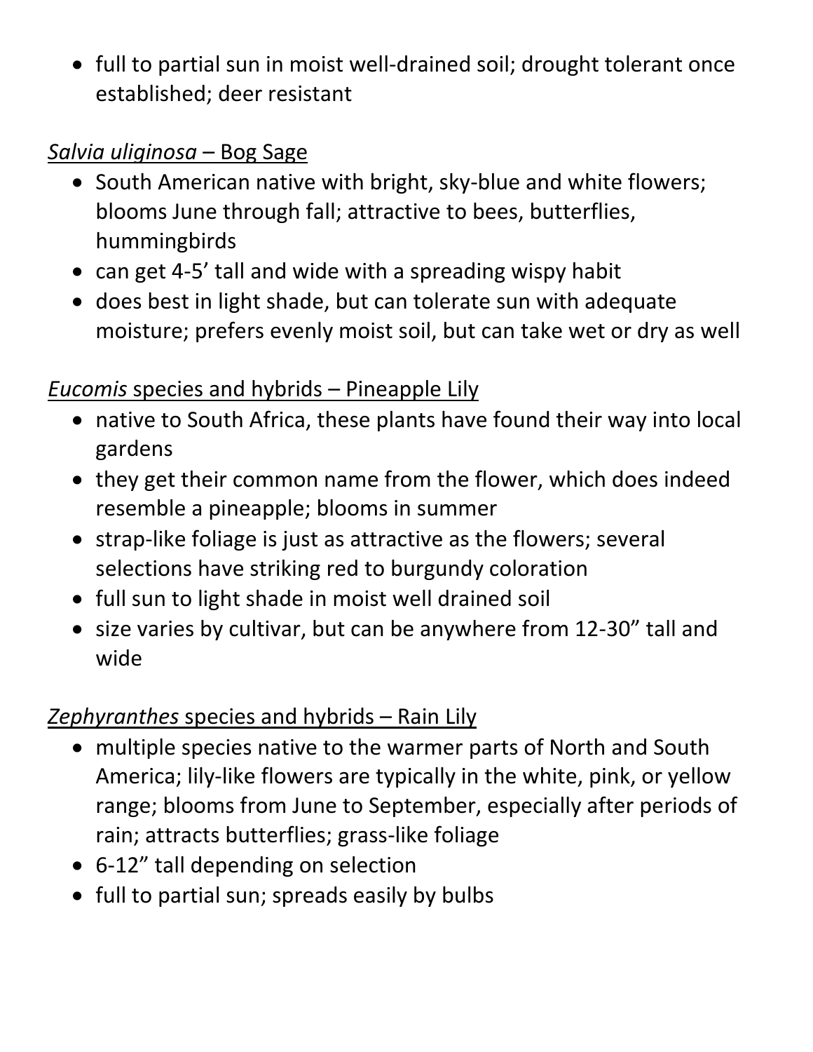- full to partial sun in moist well-drained soil; drought tolerant once established; deer resistant

*Salvia uliginosa* – Bog Sage

- South American native with bright, sky-blue and white flowers; blooms June through fall; attractive to bees, butterflies, hummingbirds
- can get 4-5’ tall and wide with a spreading wispy habit
- does best in light shade, but can tolerate sun with adequate moisture; prefers evenly moist soil, but can take wet or dry as well

*Eucomis* species and hybrids – Pineapple Lily

- native to South Africa, these plants have found their way into local gardens
- they get their common name from the flower, which does indeed resemble a pineapple; blooms in summer
- strap-like foliage is just as attractive as the flowers; several selections have striking red to burgundy coloration
- full sun to light shade in moist well drained soil
- size varies by cultivar, but can be anywhere from 12-30” tall and wide

*Zephyranthes* species and hybrids – Rain Lily

- multiple species native to the warmer parts of North and South America; lily-like flowers are typically in the white, pink, or yellow range; blooms from June to September, especially after periods of rain; attracts butterflies; grass-like foliage
- 6-12” tall depending on selection
- full to partial sun; spreads easily by bulbs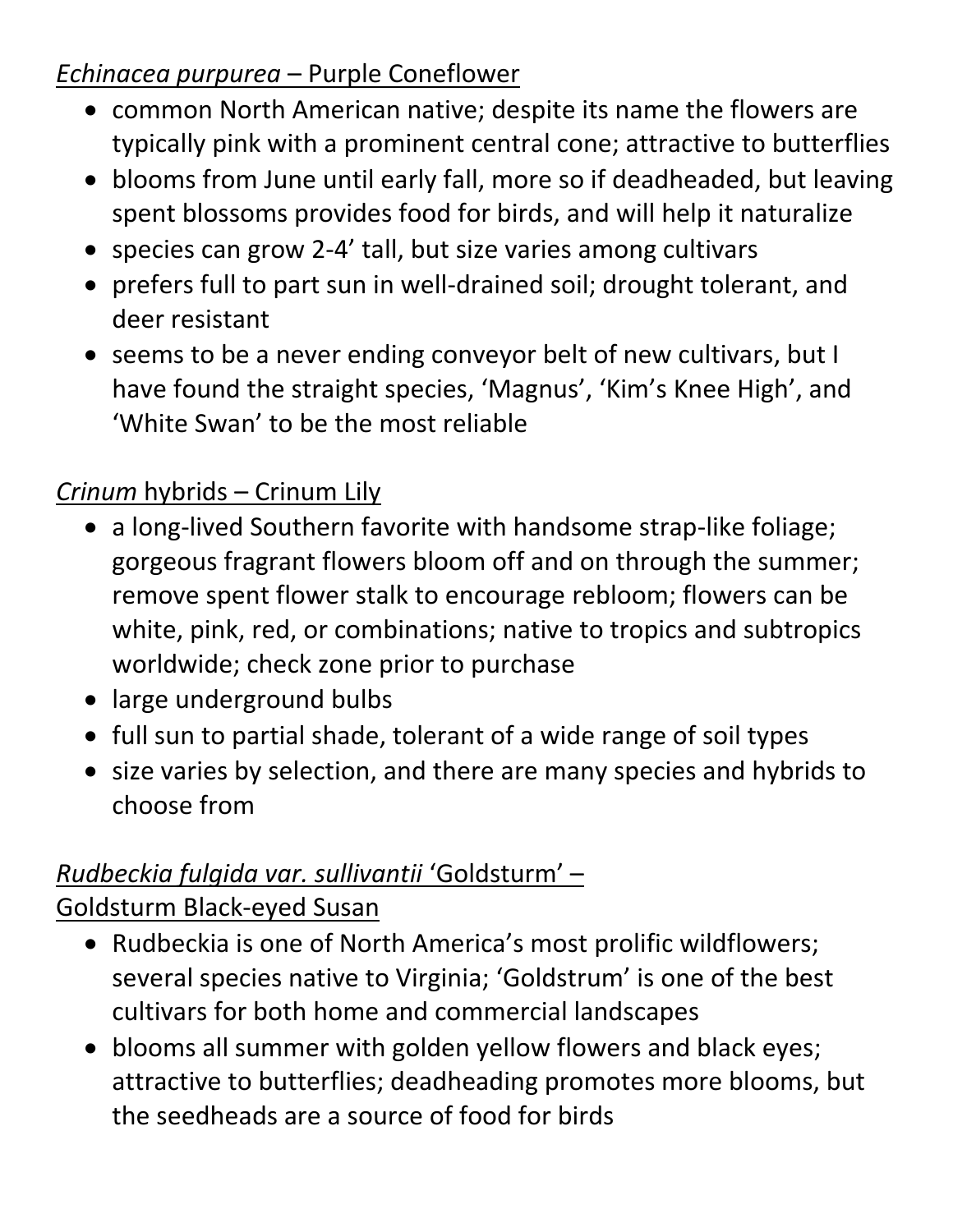<u>*Echinacea purpurea* – Purple Coneflower</u>

- common North American native; despite its name the flowers are typically pink with a prominent central cone; attractive to butterflies
- blooms from June until early fall, more so if deadheaded, but leaving spent blossoms provides food for birds, and will help it naturalize
- species can grow 2-4' tall, but size varies among cultivars
- prefers full to part sun in well-drained soil; drought tolerant, and deer resistant
- seems to be a never ending conveyor belt of new cultivars, but I have found the straight species, 'Magnus', 'Kim's Knee High', and 'White Swan' to be the most reliable

<u>*Crinum* hybrids – Crinum Lily</u>

- a long-lived Southern favorite with handsome strap-like foliage; gorgeous fragrant flowers bloom off and on through the summer; remove spent flower stalk to encourage rebloom; flowers can be white, pink, red, or combinations; native to tropics and subtropics worldwide; check zone prior to purchase
- large underground bulbs
- full sun to partial shade, tolerant of a wide range of soil types
- size varies by selection, and there are many species and hybrids to choose from

<u>*Rudbeckia fulgida var. sullivantii* 'Goldsturm' – Goldsturm Black-eyed Susan</u>

- Rudbeckia is one of North America's most prolific wildflowers; several species native to Virginia; 'Goldstrum' is one of the best cultivars for both home and commercial landscapes
- blooms all summer with golden yellow flowers and black eyes; attractive to butterflies; deadheading promotes more blooms, but the seedheads are a source of food for birds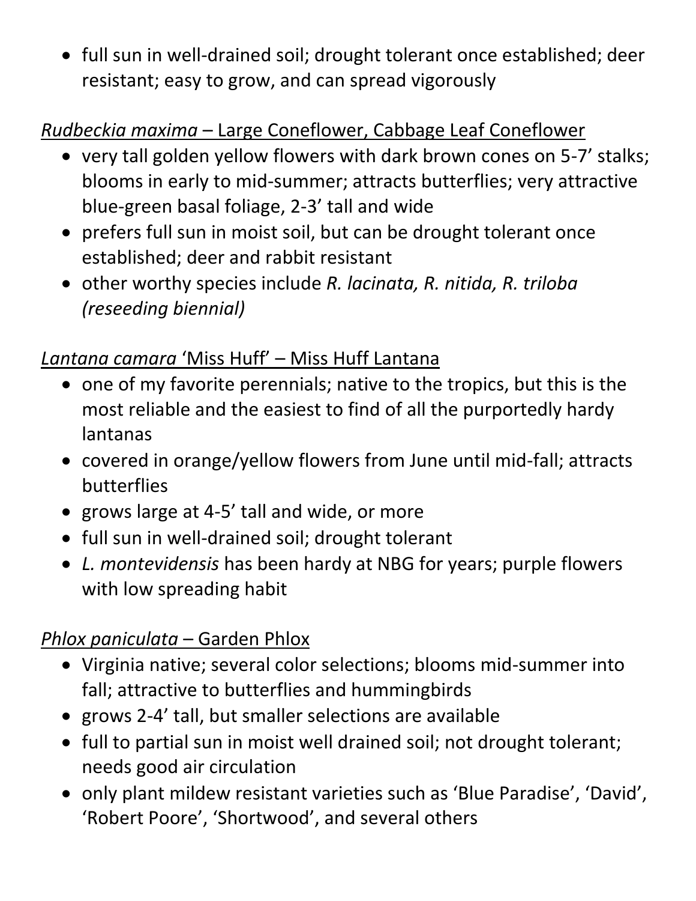- full sun in well-drained soil; drought tolerant once established; deer resistant; easy to grow, and can spread vigorously

*Rudbeckia maxima* – Large Coneflower, Cabbage Leaf Coneflower

- very tall golden yellow flowers with dark brown cones on 5-7' stalks; blooms in early to mid-summer; attracts butterflies; very attractive blue-green basal foliage, 2-3' tall and wide
- prefers full sun in moist soil, but can be drought tolerant once established; deer and rabbit resistant
- other worthy species include *R. lacinata, R. nitida, R. triloba (reseeding biennial)*

*Lantana camara* 'Miss Huff' – Miss Huff Lantana

- one of my favorite perennials; native to the tropics, but this is the most reliable and the easiest to find of all the purportedly hardy lantanas
- covered in orange/yellow flowers from June until mid-fall; attracts butterflies
- grows large at 4-5' tall and wide, or more
- full sun in well-drained soil; drought tolerant
- *L. montevidensis* has been hardy at NBG for years; purple flowers with low spreading habit

*Phlox paniculata* – Garden Phlox

- Virginia native; several color selections; blooms mid-summer into fall; attractive to butterflies and hummingbirds
- grows 2-4' tall, but smaller selections are available
- full to partial sun in moist well drained soil; not drought tolerant; needs good air circulation
- only plant mildew resistant varieties such as 'Blue Paradise', 'David', 'Robert Poore', 'Shortwood', and several others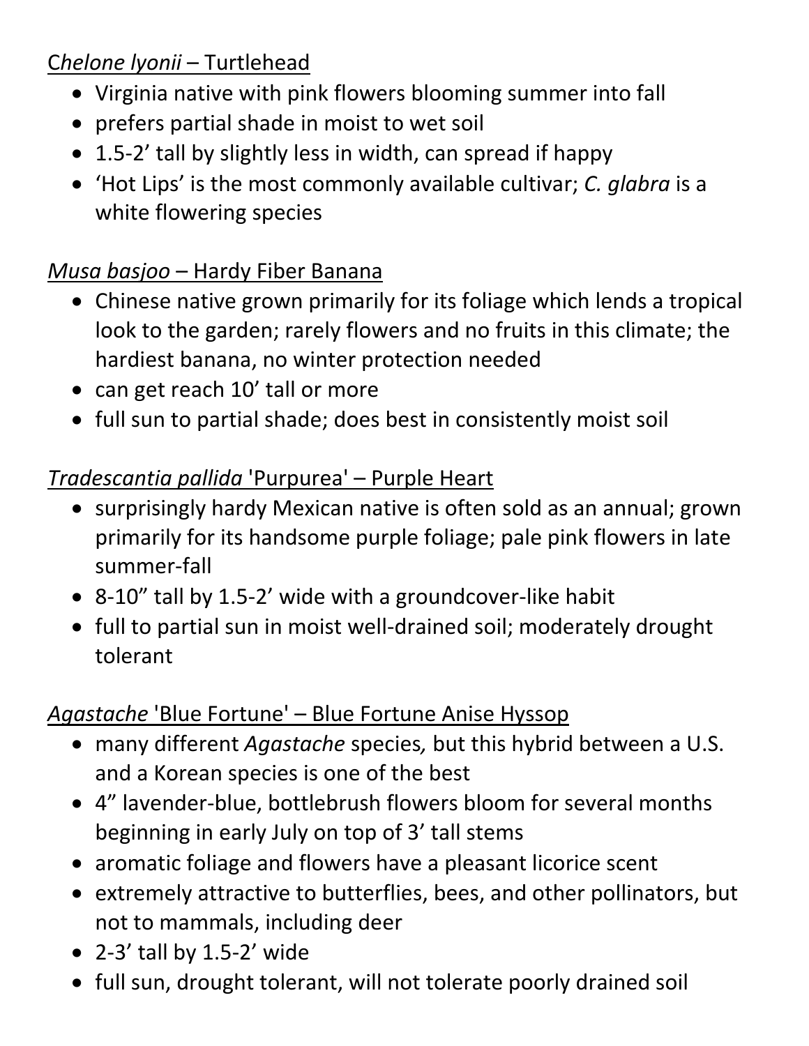<u>*Chelone lyonii* – Turtlehead</u>

- Virginia native with pink flowers blooming summer into fall
- prefers partial shade in moist to wet soil
- 1.5-2' tall by slightly less in width, can spread if happy
- 'Hot Lips' is the most commonly available cultivar; *C. glabra* is a white flowering species

<u>*Musa basjoo* – Hardy Fiber Banana</u>

- Chinese native grown primarily for its foliage which lends a tropical look to the garden; rarely flowers and no fruits in this climate; the hardiest banana, no winter protection needed
- can get reach 10' tall or more
- full sun to partial shade; does best in consistently moist soil

<u>*Tradescantia pallida* 'Purpurea' – Purple Heart</u>

- surprisingly hardy Mexican native is often sold as an annual; grown primarily for its handsome purple foliage; pale pink flowers in late summer-fall
- 8-10" tall by 1.5-2' wide with a groundcover-like habit
- full to partial sun in moist well-drained soil; moderately drought tolerant

<u>*Agastache* 'Blue Fortune' – Blue Fortune Anise Hyssop</u>

- many different *Agastache* species*,* but this hybrid between a U.S. and a Korean species is one of the best
- 4" lavender-blue, bottlebrush flowers bloom for several months beginning in early July on top of 3' tall stems
- aromatic foliage and flowers have a pleasant licorice scent
- extremely attractive to butterflies, bees, and other pollinators, but not to mammals, including deer
- 2-3' tall by 1.5-2' wide
- full sun, drought tolerant, will not tolerate poorly drained soil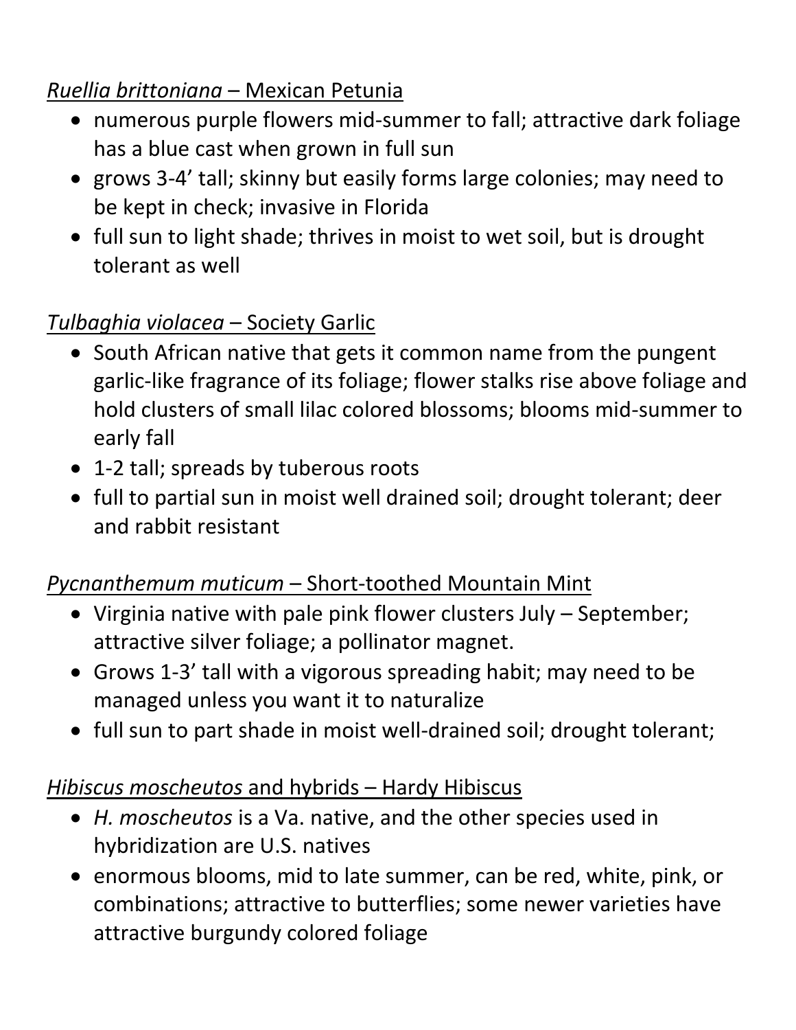*Ruellia brittoniana* – Mexican Petunia

- numerous purple flowers mid-summer to fall; attractive dark foliage has a blue cast when grown in full sun
- grows 3-4' tall; skinny but easily forms large colonies; may need to be kept in check; invasive in Florida
- full sun to light shade; thrives in moist to wet soil, but is drought tolerant as well

*Tulbaghia violacea* – Society Garlic

- South African native that gets it common name from the pungent garlic-like fragrance of its foliage; flower stalks rise above foliage and hold clusters of small lilac colored blossoms; blooms mid-summer to early fall
- 1-2 tall; spreads by tuberous roots
- full to partial sun in moist well drained soil; drought tolerant; deer and rabbit resistant

*Pycnanthemum muticum* – Short-toothed Mountain Mint

- Virginia native with pale pink flower clusters July – September; attractive silver foliage; a pollinator magnet.
- Grows 1-3' tall with a vigorous spreading habit; may need to be managed unless you want it to naturalize
- full sun to part shade in moist well-drained soil; drought tolerant;

*Hibiscus moscheutos* and hybrids – Hardy Hibiscus

- *H. moscheutos* is a Va. native, and the other species used in hybridization are U.S. natives
- enormous blooms, mid to late summer, can be red, white, pink, or combinations; attractive to butterflies; some newer varieties have attractive burgundy colored foliage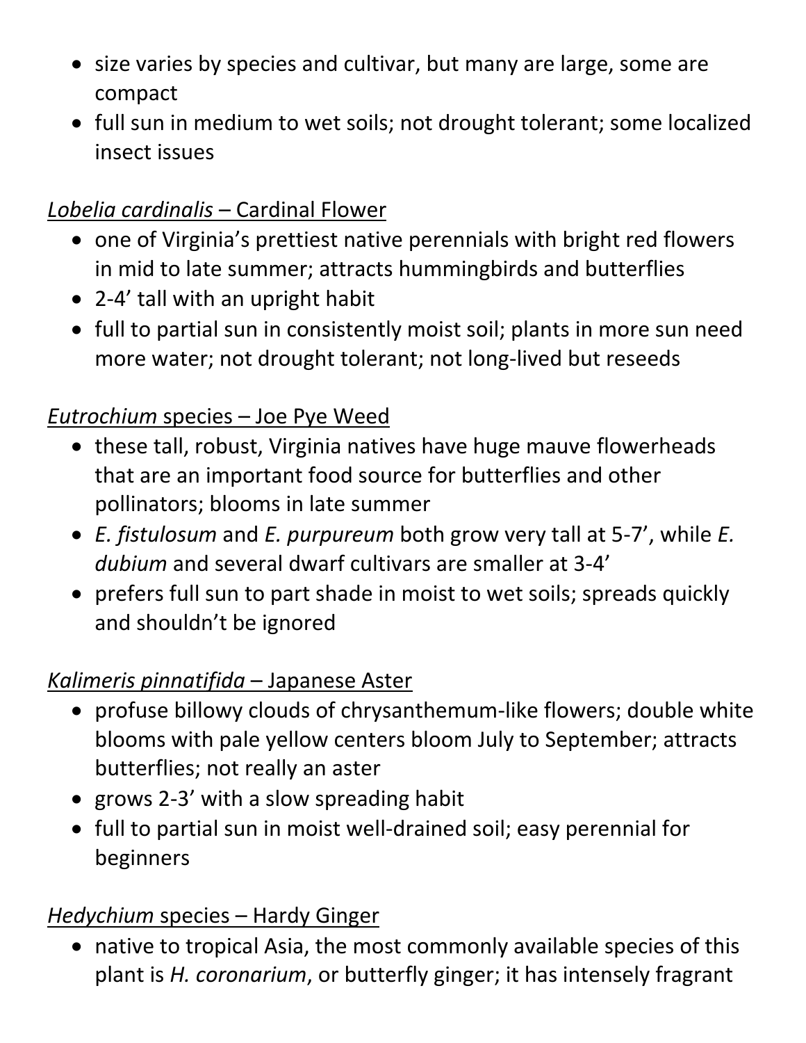- size varies by species and cultivar, but many are large, some are compact
- full sun in medium to wet soils; not drought tolerant; some localized insect issues

<u>*Lobelia cardinalis* – Cardinal Flower</u>

- one of Virginia's prettiest native perennials with bright red flowers in mid to late summer; attracts hummingbirds and butterflies
- 2-4' tall with an upright habit
- full to partial sun in consistently moist soil; plants in more sun need more water; not drought tolerant; not long-lived but reseeds

<u>*Eutrochium* species – Joe Pye Weed</u>

- these tall, robust, Virginia natives have huge mauve flowerheads that are an important food source for butterflies and other pollinators; blooms in late summer
- *E. fistulosum* and *E. purpureum* both grow very tall at 5-7', while *E. dubium* and several dwarf cultivars are smaller at 3-4'
- prefers full sun to part shade in moist to wet soils; spreads quickly and shouldn't be ignored

<u>*Kalimeris pinnatifida* – Japanese Aster</u>

- profuse billowy clouds of chrysanthemum-like flowers; double white blooms with pale yellow centers bloom July to September; attracts butterflies; not really an aster
- grows 2-3' with a slow spreading habit
- full to partial sun in moist well-drained soil; easy perennial for beginners

<u>*Hedychium* species – Hardy Ginger</u>

- native to tropical Asia, the most commonly available species of this plant is *H. coronarium*, or butterfly ginger; it has intensely fragrant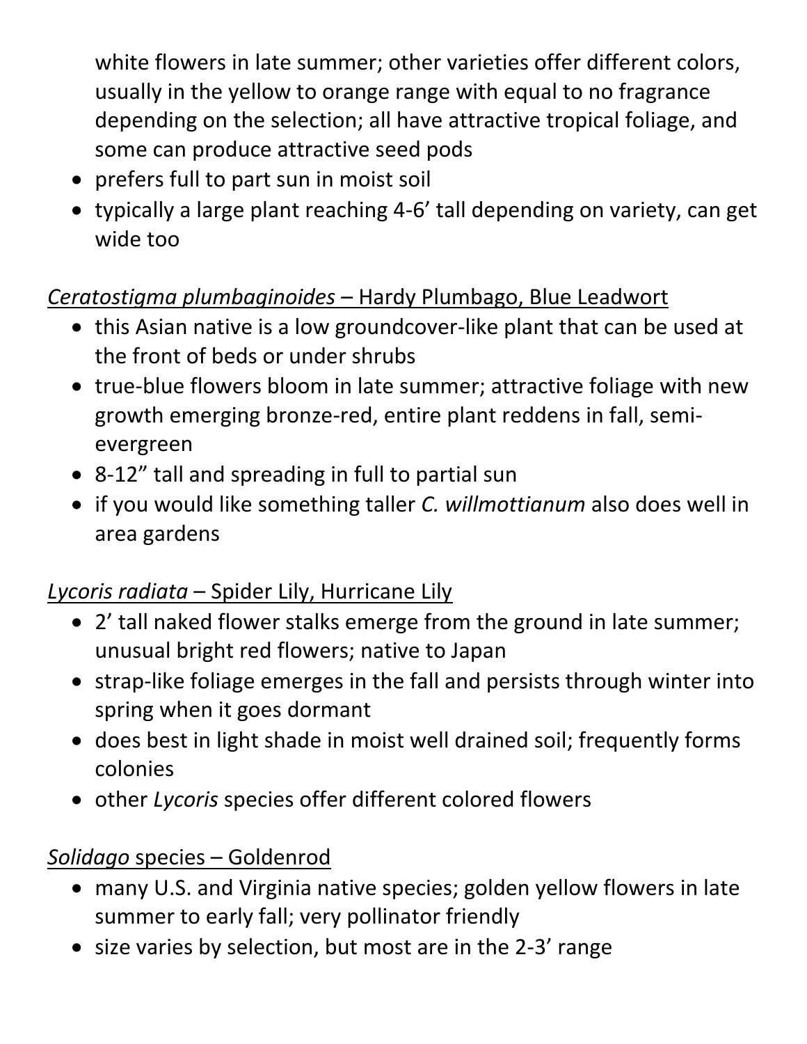white flowers in late summer; other varieties offer different colors, usually in the yellow to orange range with equal to no fragrance depending on the selection; all have attractive tropical foliage, and some can produce attractive seed pods
- prefers full to part sun in moist soil
- typically a large plant reaching 4-6' tall depending on variety, can get wide too

*Ceratostigma plumbaginoides* – Hardy Plumbago, Blue Leadwort

- this Asian native is a low groundcover-like plant that can be used at the front of beds or under shrubs
- true-blue flowers bloom in late summer; attractive foliage with new growth emerging bronze-red, entire plant reddens in fall, semi-evergreen
- 8-12" tall and spreading in full to partial sun
- if you would like something taller *C. willmottianum* also does well in area gardens

*Lycoris radiata* – Spider Lily, Hurricane Lily

- 2' tall naked flower stalks emerge from the ground in late summer; unusual bright red flowers; native to Japan
- strap-like foliage emerges in the fall and persists through winter into spring when it goes dormant
- does best in light shade in moist well drained soil; frequently forms colonies
- other *Lycoris* species offer different colored flowers

*Solidago* species – Goldenrod

- many U.S. and Virginia native species; golden yellow flowers in late summer to early fall; very pollinator friendly
- size varies by selection, but most are in the 2-3' range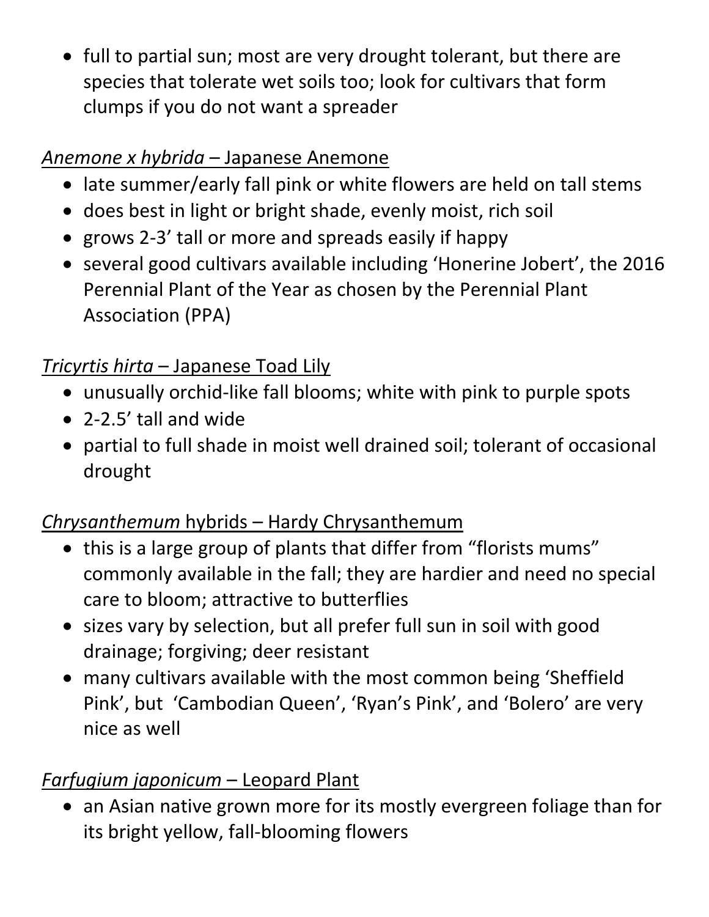- full to partial sun; most are very drought tolerant, but there are species that tolerate wet soils too; look for cultivars that form clumps if you do not want a spreader

*Anemone x hybrida* – Japanese Anemone

- late summer/early fall pink or white flowers are held on tall stems
- does best in light or bright shade, evenly moist, rich soil
- grows 2-3' tall or more and spreads easily if happy
- several good cultivars available including 'Honerine Jobert', the 2016 Perennial Plant of the Year as chosen by the Perennial Plant Association (PPA)

*Tricyrtis hirta* – Japanese Toad Lily

- unusually orchid-like fall blooms; white with pink to purple spots
- 2-2.5' tall and wide
- partial to full shade in moist well drained soil; tolerant of occasional drought

*Chrysanthemum* hybrids – Hardy Chrysanthemum

- this is a large group of plants that differ from "florists mums" commonly available in the fall; they are hardier and need no special care to bloom; attractive to butterflies
- sizes vary by selection, but all prefer full sun in soil with good drainage; forgiving; deer resistant
- many cultivars available with the most common being 'Sheffield Pink', but 'Cambodian Queen', 'Ryan's Pink', and 'Bolero' are very nice as well

*Farfugium japonicum* – Leopard Plant

- an Asian native grown more for its mostly evergreen foliage than for its bright yellow, fall-blooming flowers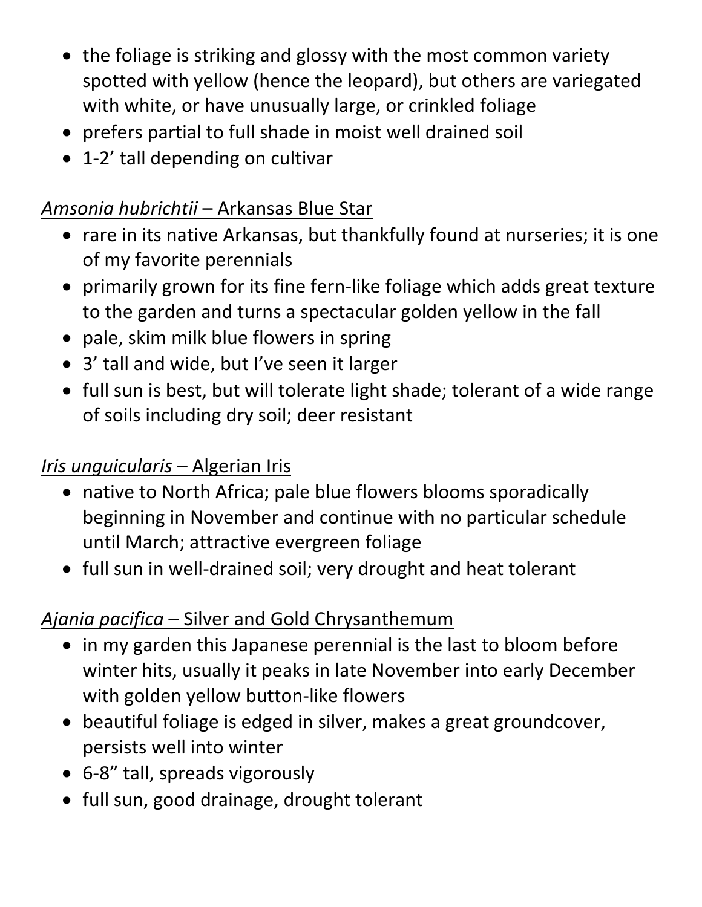- the foliage is striking and glossy with the most common variety spotted with yellow (hence the leopard), but others are variegated with white, or have unusually large, or crinkled foliage
- prefers partial to full shade in moist well drained soil
- 1-2' tall depending on cultivar

<u>*Amsonia hubrichtii* – Arkansas Blue Star</u>

- rare in its native Arkansas, but thankfully found at nurseries; it is one of my favorite perennials
- primarily grown for its fine fern-like foliage which adds great texture to the garden and turns a spectacular golden yellow in the fall
- pale, skim milk blue flowers in spring
- 3' tall and wide, but I've seen it larger
- full sun is best, but will tolerate light shade; tolerant of a wide range of soils including dry soil; deer resistant

<u>*Iris unguicularis* – Algerian Iris</u>

- native to North Africa; pale blue flowers blooms sporadically beginning in November and continue with no particular schedule until March; attractive evergreen foliage
- full sun in well-drained soil; very drought and heat tolerant

<u>*Ajania pacifica* – Silver and Gold Chrysanthemum</u>

- in my garden this Japanese perennial is the last to bloom before winter hits, usually it peaks in late November into early December with golden yellow button-like flowers
- beautiful foliage is edged in silver, makes a great groundcover, persists well into winter
- 6-8" tall, spreads vigorously
- full sun, good drainage, drought tolerant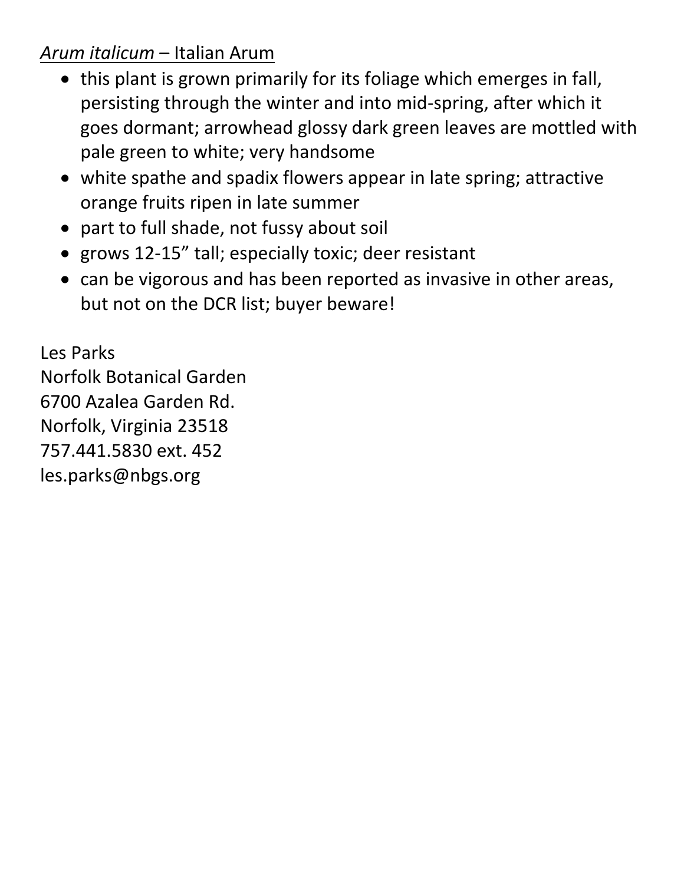*Arum italicum* – Italian Arum

- this plant is grown primarily for its foliage which emerges in fall, persisting through the winter and into mid-spring, after which it goes dormant; arrowhead glossy dark green leaves are mottled with pale green to white; very handsome
- white spathe and spadix flowers appear in late spring; attractive orange fruits ripen in late summer
- part to full shade, not fussy about soil
- grows 12-15" tall; especially toxic; deer resistant
- can be vigorous and has been reported as invasive in other areas, but not on the DCR list; buyer beware!

Les Parks
Norfolk Botanical Garden
6700 Azalea Garden Rd.
Norfolk, Virginia 23518
757.441.5830 ext. 452
les.parks@nbgs.org